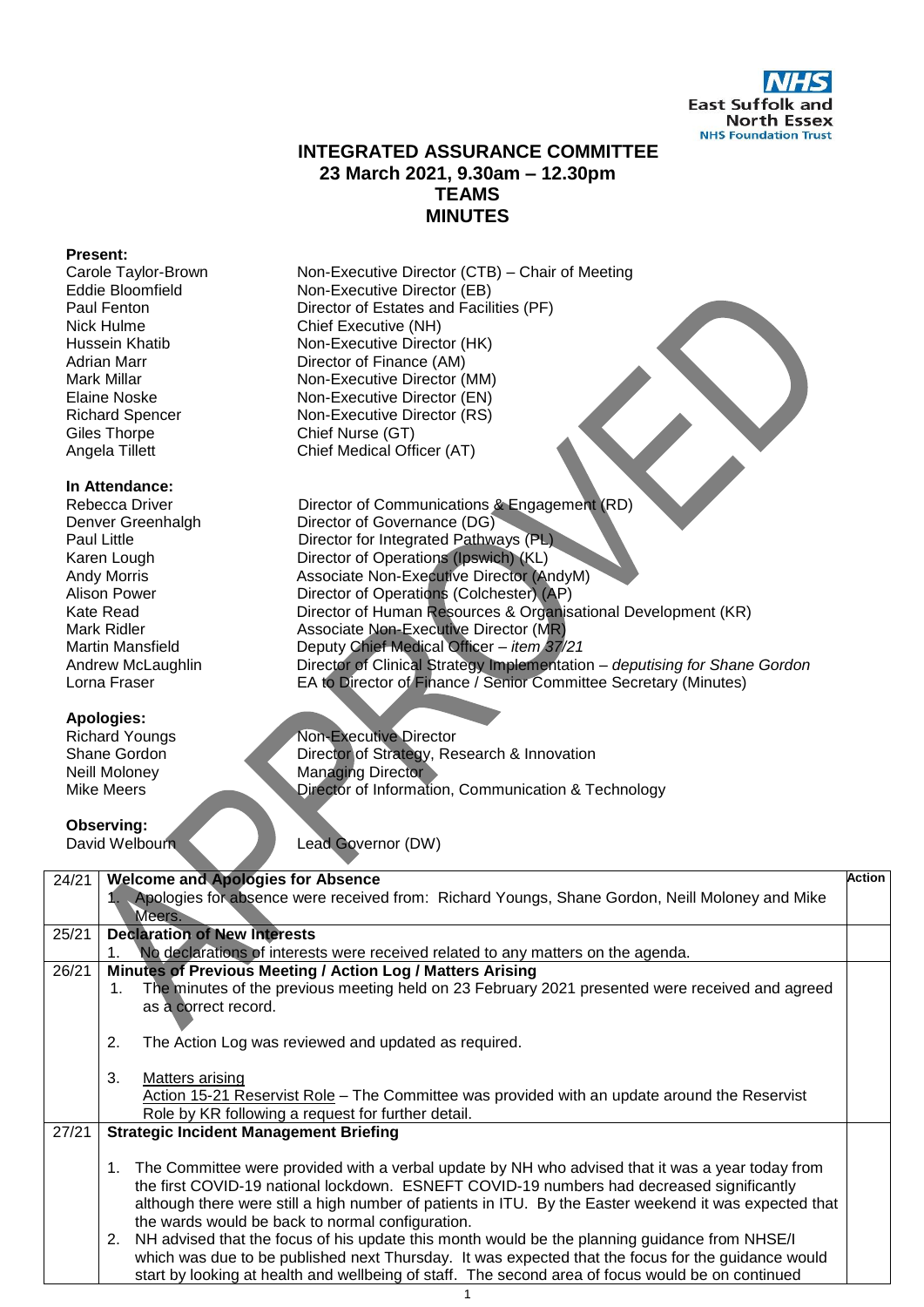NHS East Suffolk and North Essex NHS Foundation Trust

# INTEGRATED ASSURANCE COMMITTEE
## 23 March 2021, 9.30am – 12.30pm
## TEAMS
## MINUTES

**Present:**

| | |
|---|---|
| Carole Taylor-Brown | Non-Executive Director (CTB) – Chair of Meeting |
| Eddie Bloomfield | Non-Executive Director (EB) |
| Paul Fenton | Director of Estates and Facilities (PF) |
| Nick Hulme | Chief Executive (NH) |
| Hussein Khatib | Non-Executive Director (HK) |
| Adrian Marr | Director of Finance (AM) |
| Mark Millar | Non-Executive Director (MM) |
| Elaine Noske | Non-Executive Director (EN) |
| Richard Spencer | Non-Executive Director (RS) |
| Giles Thorpe | Chief Nurse (GT) |
| Angela Tillett | Chief Medical Officer (AT) |

**In Attendance:**

| | |
|---|---|
| Rebecca Driver | Director of Communications & Engagement (RD) |
| Denver Greenhalgh | Director of Governance (DG) |
| Paul Little | Director for Integrated Pathways (PL) |
| Karen Lough | Director of Operations (Ipswich) (KL) |
| Andy Morris | Associate Non-Executive Director (AndyM) |
| Alison Power | Director of Operations (Colchester) (AP) |
| Kate Read | Director of Human Resources & Organisational Development (KR) |
| Mark Ridler | Associate Non-Executive Director (MR) |
| Martin Mansfield | Deputy Chief Medical Officer – *item 37/21* |
| Andrew McLaughlin | Director of Clinical Strategy Implementation – *deputising for Shane Gordon* |
| Lorna Fraser | EA to Director of Finance / Senior Committee Secretary (Minutes) |

**Apologies:**

| | |
|---|---|
| Richard Youngs | Non-Executive Director |
| Shane Gordon | Director of Strategy, Research & Innovation |
| Neill Moloney | Managing Director |
| Mike Meers | Director of Information, Communication & Technology |

**Observing:**

| | |
|---|---|
| David Welbourn | Lead Governor (DW) |

| | | Action |
|---|---|---|
| 24/21 | **Welcome and Apologies for Absence**<br>1. Apologies for absence were received from: Richard Youngs, Shane Gordon, Neill Moloney and Mike Meers. | |
| 25/21 | **Declaration of New Interests**<br>1. No declarations of interests were received related to any matters on the agenda. | |
| 26/21 | **Minutes of Previous Meeting / Action Log / Matters Arising**<br>1. The minutes of the previous meeting held on 23 February 2021 presented were received and agreed as a correct record.<br><br>2. The Action Log was reviewed and updated as required.<br><br>3. Matters arising<br>Action 15-21 Reservist Role – The Committee was provided with an update around the Reservist Role by KR following a request for further detail. | |
| 27/21 | **Strategic Incident Management Briefing**<br><br>1. The Committee were provided with a verbal update by NH who advised that it was a year today from the first COVID-19 national lockdown. ESNEFT COVID-19 numbers had decreased significantly although there were still a high number of patients in ITU. By the Easter weekend it was expected that the wards would be back to normal configuration.<br>2. NH advised that the focus of his update this month would be the planning guidance from NHSE/I which was due to be published next Thursday. It was expected that the focus for the guidance would start by looking at health and wellbeing of staff. The second area of focus would be on continued | |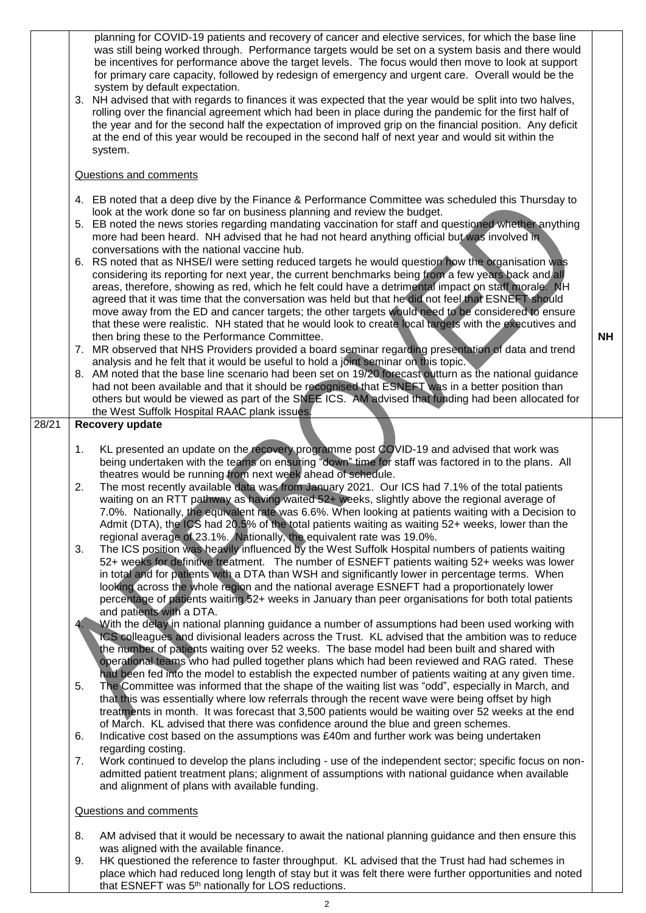| | | |
|---|---|---|
| | planning for COVID-19 patients and recovery of cancer and elective services, for which the base line was still being worked through. Performance targets would be set on a system basis and there would be incentives for performance above the target levels. The focus would then move to look at support for primary care capacity, followed by redesign of emergency and urgent care. Overall would be the system by default expectation.<br>3. NH advised that with regards to finances it was expected that the year would be split into two halves, rolling over the financial agreement which had been in place during the pandemic for the first half of the year and for the second half the expectation of improved grip on the financial position. Any deficit at the end of this year would be recouped in the second half of next year and would sit within the system.<br><br>Questions and comments<br><br>4. EB noted that a deep dive by the Finance & Performance Committee was scheduled this Thursday to look at the work done so far on business planning and review the budget.<br>5. EB noted the news stories regarding mandating vaccination for staff and questioned whether anything more had been heard. NH advised that he had not heard anything official but was involved in conversations with the national vaccine hub.<br>6. RS noted that as NHSE/I were setting reduced targets he would question how the organisation was considering its reporting for next year, the current benchmarks being from a few years back and all areas, therefore, showing as red, which he felt could have a detrimental impact on staff morale. NH agreed that it was time that the conversation was held but that he did not feel that ESNEFT should move away from the ED and cancer targets; the other targets would need to be considered to ensure that these were realistic. NH stated that he would look to create local targets with the executives and then bring these to the Performance Committee.<br>7. MR observed that NHS Providers provided a board seminar regarding presentation of data and trend analysis and he felt that it would be useful to hold a joint seminar on this topic.<br>8. AM noted that the base line scenario had been set on 19/20 forecast outturn as the national guidance had not been available and that it should be recognised that ESNEFT was in a better position than others but would be viewed as part of the SNEE ICS. AM advised that funding had been allocated for the West Suffolk Hospital RAAC plank issues. | **NH** |
| 28/21 | **Recovery update**<br><br>1. KL presented an update on the recovery programme post COVID-19 and advised that work was being undertaken with the teams on ensuring "down" time for staff was factored in to the plans. All theatres would be running from next week ahead of schedule.<br>2. The most recently available data was from January 2021. Our ICS had 7.1% of the total patients waiting on an RTT pathway as having waited 52+ weeks, slightly above the regional average of 7.0%. Nationally, the equivalent rate was 6.6%. When looking at patients waiting with a Decision to Admit (DTA), the ICS had 20.5% of the total patients waiting as waiting 52+ weeks, lower than the regional average of 23.1%. Nationally, the equivalent rate was 19.0%.<br>3. The ICS position was heavily influenced by the West Suffolk Hospital numbers of patients waiting 52+ weeks for definitive treatment. The number of ESNEFT patients waiting 52+ weeks was lower in total and for patients with a DTA than WSH and significantly lower in percentage terms. When looking across the whole region and the national average ESNEFT had a proportionately lower percentage of patients waiting 52+ weeks in January than peer organisations for both total patients and patients with a DTA.<br>4. With the delay in national planning guidance a number of assumptions had been used working with ICS colleagues and divisional leaders across the Trust. KL advised that the ambition was to reduce the number of patients waiting over 52 weeks. The base model had been built and shared with operational teams who had pulled together plans which had been reviewed and RAG rated. These had been fed into the model to establish the expected number of patients waiting at any given time.<br>5. The Committee was informed that the shape of the waiting list was "odd", especially in March, and that this was essentially where low referrals through the recent wave were being offset by high treatments in month. It was forecast that 3,500 patients would be waiting over 52 weeks at the end of March. KL advised that there was confidence around the blue and green schemes.<br>6. Indicative cost based on the assumptions was £40m and further work was being undertaken regarding costing.<br>7. Work continued to develop the plans including - use of the independent sector; specific focus on non-admitted patient treatment plans; alignment of assumptions with national guidance when available and alignment of plans with available funding.<br><br>Questions and comments<br><br>8. AM advised that it would be necessary to await the national planning guidance and then ensure this was aligned with the available finance.<br>9. HK questioned the reference to faster throughput. KL advised that the Trust had had schemes in place which had reduced long length of stay but it was felt there were further opportunities and noted that ESNEFT was 5th nationally for LOS reductions. | |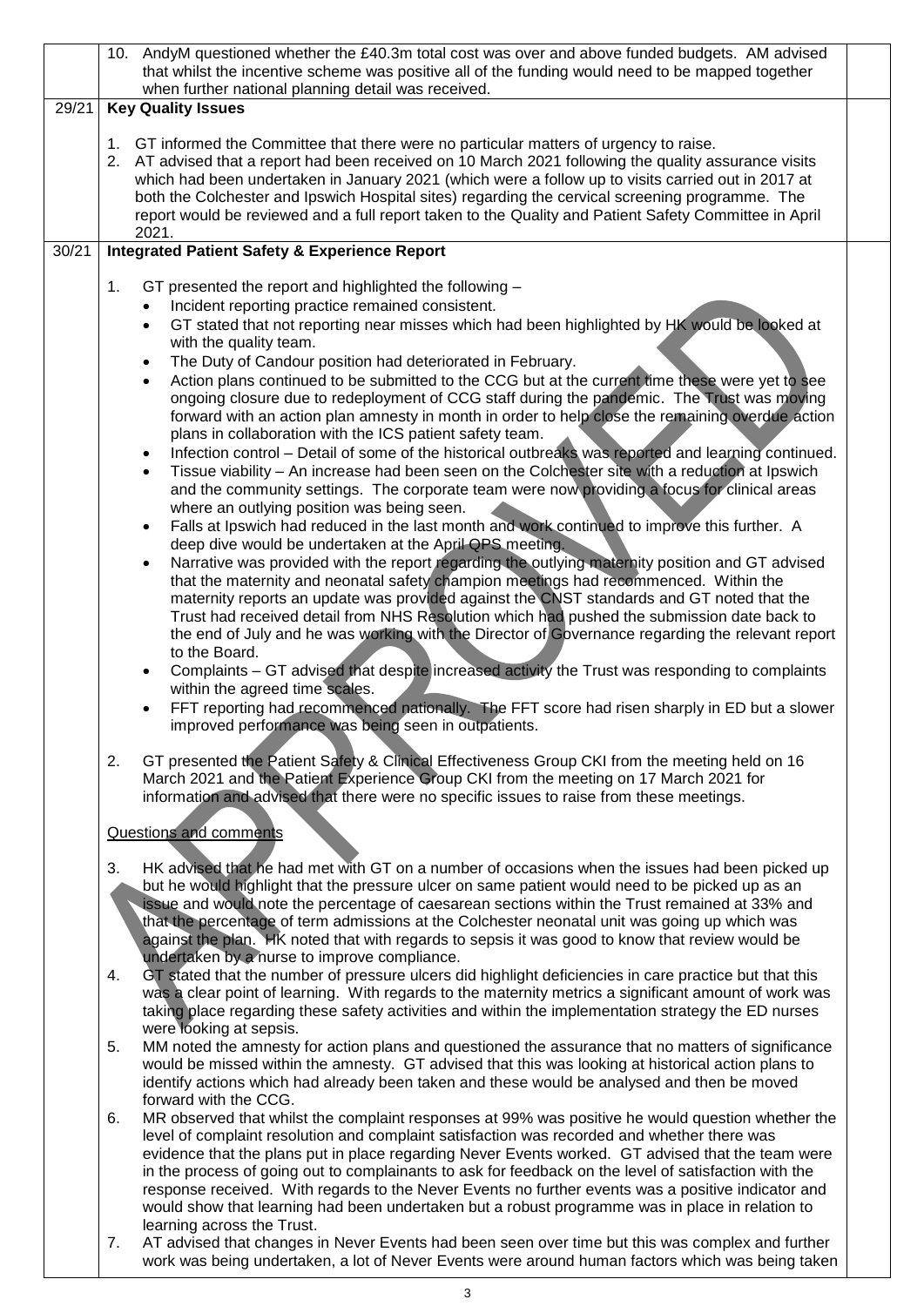10. AndyM questioned whether the £40.3m total cost was over and above funded budgets. AM advised that whilst the incentive scheme was positive all of the funding would need to be mapped together when further national planning detail was received.

## 29/21 Key Quality Issues

1. GT informed the Committee that there were no particular matters of urgency to raise.
2. AT advised that a report had been received on 10 March 2021 following the quality assurance visits which had been undertaken in January 2021 (which were a follow up to visits carried out in 2017 at both the Colchester and Ipswich Hospital sites) regarding the cervical screening programme. The report would be reviewed and a full report taken to the Quality and Patient Safety Committee in April 2021.

## 30/21 Integrated Patient Safety & Experience Report

1. GT presented the report and highlighted the following –
   - Incident reporting practice remained consistent.
   - GT stated that not reporting near misses which had been highlighted by HK would be looked at with the quality team.
   - The Duty of Candour position had deteriorated in February.
   - Action plans continued to be submitted to the CCG but at the current time these were yet to see ongoing closure due to redeployment of CCG staff during the pandemic. The Trust was moving forward with an action plan amnesty in month in order to help close the remaining overdue action plans in collaboration with the ICS patient safety team.
   - Infection control – Detail of some of the historical outbreaks was reported and learning continued.
   - Tissue viability – An increase had been seen on the Colchester site with a reduction at Ipswich and the community settings. The corporate team were now providing a focus for clinical areas where an outlying position was being seen.
   - Falls at Ipswich had reduced in the last month and work continued to improve this further. A deep dive would be undertaken at the April QPS meeting.
   - Narrative was provided with the report regarding the outlying maternity position and GT advised that the maternity and neonatal safety champion meetings had recommenced. Within the maternity reports an update was provided against the CNST standards and GT noted that the Trust had received detail from NHS Resolution which had pushed the submission date back to the end of July and he was working with the Director of Governance regarding the relevant report to the Board.
   - Complaints – GT advised that despite increased activity the Trust was responding to complaints within the agreed time scales.
   - FFT reporting had recommenced nationally. The FFT score had risen sharply in ED but a slower improved performance was being seen in outpatients.

2. GT presented the Patient Safety & Clinical Effectiveness Group CKI from the meeting held on 16 March 2021 and the Patient Experience Group CKI from the meeting on 17 March 2021 for information and advised that there were no specific issues to raise from these meetings.

Questions and comments

3. HK advised that he had met with GT on a number of occasions when the issues had been picked up but he would highlight that the pressure ulcer on same patient would need to be picked up as an issue and would note the percentage of caesarean sections within the Trust remained at 33% and that the percentage of term admissions at the Colchester neonatal unit was going up which was against the plan. HK noted that with regards to sepsis it was good to know that review would be undertaken by a nurse to improve compliance.
4. GT stated that the number of pressure ulcers did highlight deficiencies in care practice but that this was a clear point of learning. With regards to the maternity metrics a significant amount of work was taking place regarding these safety activities and within the implementation strategy the ED nurses were looking at sepsis.
5. MM noted the amnesty for action plans and questioned the assurance that no matters of significance would be missed within the amnesty. GT advised that this was looking at historical action plans to identify actions which had already been taken and these would be analysed and then be moved forward with the CCG.
6. MR observed that whilst the complaint responses at 99% was positive he would question whether the level of complaint resolution and complaint satisfaction was recorded and whether there was evidence that the plans put in place regarding Never Events worked. GT advised that the team were in the process of going out to complainants to ask for feedback on the level of satisfaction with the response received. With regards to the Never Events no further events was a positive indicator and would show that learning had been undertaken but a robust programme was in place in relation to learning across the Trust.
7. AT advised that changes in Never Events had been seen over time but this was complex and further work was being undertaken, a lot of Never Events were around human factors which was being taken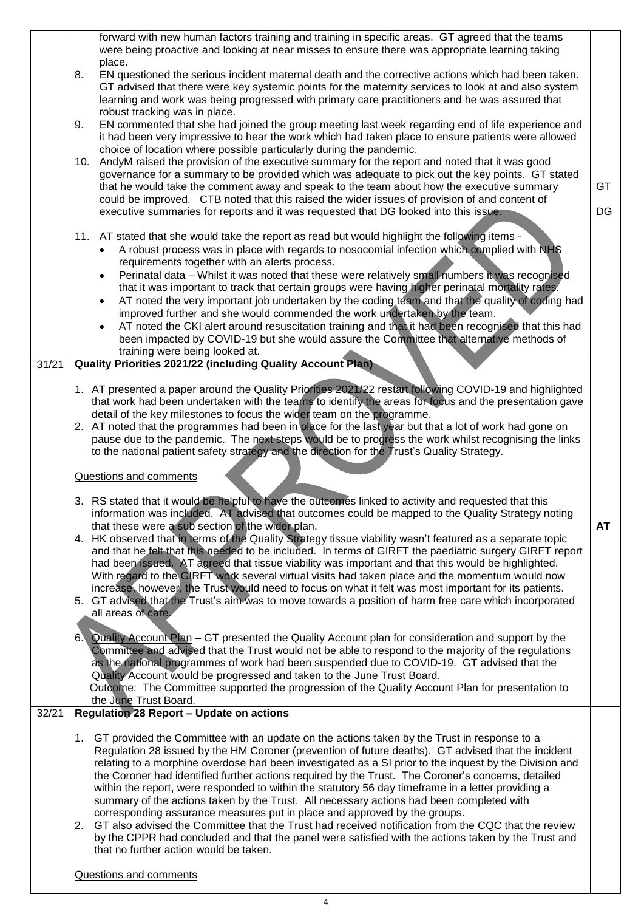| | | |
|---|---|---|
| | forward with new human factors training and training in specific areas. GT agreed that the teams were being proactive and looking at near misses to ensure there was appropriate learning taking place.<br>8. EN questioned the serious incident maternal death and the corrective actions which had been taken. GT advised that there were key systemic points for the maternity services to look at and also system learning and work was being progressed with primary care practitioners and he was assured that robust tracking was in place.<br>9. EN commented that she had joined the group meeting last week regarding end of life experience and it had been very impressive to hear the work which had taken place to ensure patients were allowed choice of location where possible particularly during the pandemic.<br>10. AndyM raised the provision of the executive summary for the report and noted that it was good governance for a summary to be provided which was adequate to pick out the key points. GT stated that he would take the comment away and speak to the team about how the executive summary could be improved. CTB noted that this raised the wider issues of provision of and content of executive summaries for reports and it was requested that DG looked into this issue.<br><br>11. AT stated that she would take the report as read but would highlight the following items -<br>• A robust process was in place with regards to nosocomial infection which complied with NHS requirements together with an alerts process.<br>• Perinatal data – Whilst it was noted that these were relatively small numbers it was recognised that it was important to track that certain groups were having higher perinatal mortality rates.<br>• AT noted the very important job undertaken by the coding team and that the quality of coding had improved further and she would commended the work undertaken by the team.<br>• AT noted the CKI alert around resuscitation training and that it had been recognised that this had been impacted by COVID-19 but she would assure the Committee that alternative methods of training were being looked at. | GT<br><br>DG |
| 31/21 | **Quality Priorities 2021/22 (including Quality Account Plan)**<br><br>1. AT presented a paper around the Quality Priorities 2021/22 restart following COVID-19 and highlighted that work had been undertaken with the teams to identify the areas for focus and the presentation gave detail of the key milestones to focus the wider team on the programme.<br>2. AT noted that the programmes had been in place for the last year but that a lot of work had gone on pause due to the pandemic. The next steps would be to progress the work whilst recognising the links to the national patient safety strategy and the direction for the Trust's Quality Strategy.<br><br>Questions and comments<br><br>3. RS stated that it would be helpful to have the outcomes linked to activity and requested that this information was included. AT advised that outcomes could be mapped to the Quality Strategy noting that these were a sub section of the wider plan.<br>4. HK observed that in terms of the Quality Strategy tissue viability wasn't featured as a separate topic and that he felt that this needed to be included. In terms of GIRFT the paediatric surgery GIRFT report had been issued. AT agreed that tissue viability was important and that this would be highlighted. With regard to the GIRFT work several virtual visits had taken place and the momentum would now increase, however, the Trust would need to focus on what it felt was most important for its patients.<br>5. GT advised that the Trust's aim was to move towards a position of harm free care which incorporated all areas of care.<br><br>6. Quality Account Plan – GT presented the Quality Account plan for consideration and support by the Committee and advised that the Trust would not be able to respond to the majority of the regulations as the national programmes of work had been suspended due to COVID-19. GT advised that the Quality Account would be progressed and taken to the June Trust Board.<br>Outcome: The Committee supported the progression of the Quality Account Plan for presentation to the June Trust Board. | <br><br><br><br><br><br><br><br><br><br>**AT** |
| 32/21 | **Regulation 28 Report – Update on actions**<br><br>1. GT provided the Committee with an update on the actions taken by the Trust in response to a Regulation 28 issued by the HM Coroner (prevention of future deaths). GT advised that the incident relating to a morphine overdose had been investigated as a SI prior to the inquest by the Division and the Coroner had identified further actions required by the Trust. The Coroner's concerns, detailed within the report, were responded to within the statutory 56 day timeframe in a letter providing a summary of the actions taken by the Trust. All necessary actions had been completed with corresponding assurance measures put in place and approved by the groups.<br>2. GT also advised the Committee that the Trust had received notification from the CQC that the review by the CPPR had concluded and that the panel were satisfied with the actions taken by the Trust and that no further action would be taken.<br><br>Questions and comments | |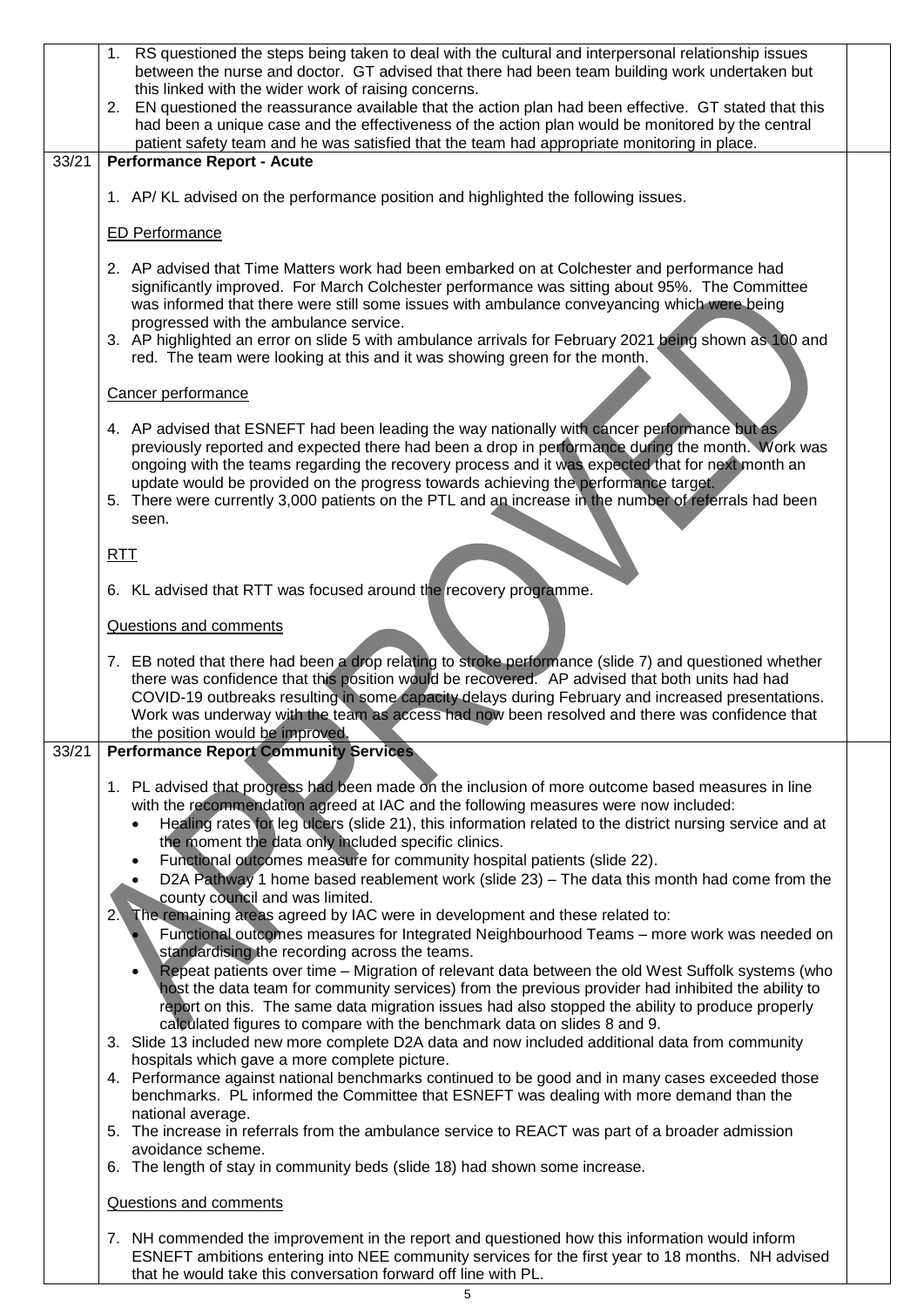| | | |
|---|---|---|
| | 1. RS questioned the steps being taken to deal with the cultural and interpersonal relationship issues between the nurse and doctor. GT advised that there had been team building work undertaken but this linked with the wider work of raising concerns.<br>2. EN questioned the reassurance available that the action plan had been effective. GT stated that this had been a unique case and the effectiveness of the action plan would be monitored by the central patient safety team and he was satisfied that the team had appropriate monitoring in place. | |
| 33/21 | **Performance Report - Acute**<br><br>1. AP/ KL advised on the performance position and highlighted the following issues.<br><br>ED Performance<br><br>2. AP advised that Time Matters work had been embarked on at Colchester and performance had significantly improved. For March Colchester performance was sitting about 95%. The Committee was informed that there were still some issues with ambulance conveyancing which were being progressed with the ambulance service.<br>3. AP highlighted an error on slide 5 with ambulance arrivals for February 2021 being shown as 100 and red. The team were looking at this and it was showing green for the month.<br><br>Cancer performance<br><br>4. AP advised that ESNEFT had been leading the way nationally with cancer performance but as previously reported and expected there had been a drop in performance during the month. Work was ongoing with the teams regarding the recovery process and it was expected that for next month an update would be provided on the progress towards achieving the performance target.<br>5. There were currently 3,000 patients on the PTL and an increase in the number of referrals had been seen.<br><br>RTT<br><br>6. KL advised that RTT was focused around the recovery programme.<br><br>Questions and comments<br><br>7. EB noted that there had been a drop relating to stroke performance (slide 7) and questioned whether there was confidence that this position would be recovered. AP advised that both units had had COVID-19 outbreaks resulting in some capacity delays during February and increased presentations. Work was underway with the team as access had now been resolved and there was confidence that the position would be improved. | |
| 33/21 | **Performance Report Community Services**<br><br>1. PL advised that progress had been made on the inclusion of more outcome based measures in line with the recommendation agreed at IAC and the following measures were now included:<br>• Healing rates for leg ulcers (slide 21), this information related to the district nursing service and at the moment the data only included specific clinics.<br>• Functional outcomes measure for community hospital patients (slide 22).<br>• D2A Pathway 1 home based reablement work (slide 23) – The data this month had come from the county council and was limited.<br>2. The remaining areas agreed by IAC were in development and these related to:<br>• Functional outcomes measures for Integrated Neighbourhood Teams – more work was needed on standardising the recording across the teams.<br>• Repeat patients over time – Migration of relevant data between the old West Suffolk systems (who host the data team for community services) from the previous provider had inhibited the ability to report on this. The same data migration issues had also stopped the ability to produce properly calculated figures to compare with the benchmark data on slides 8 and 9.<br>3. Slide 13 included new more complete D2A data and now included additional data from community hospitals which gave a more complete picture.<br>4. Performance against national benchmarks continued to be good and in many cases exceeded those benchmarks. PL informed the Committee that ESNEFT was dealing with more demand than the national average.<br>5. The increase in referrals from the ambulance service to REACT was part of a broader admission avoidance scheme.<br>6. The length of stay in community beds (slide 18) had shown some increase.<br><br>Questions and comments<br><br>7. NH commended the improvement in the report and questioned how this information would inform ESNEFT ambitions entering into NEE community services for the first year to 18 months. NH advised that he would take this conversation forward off line with PL. | |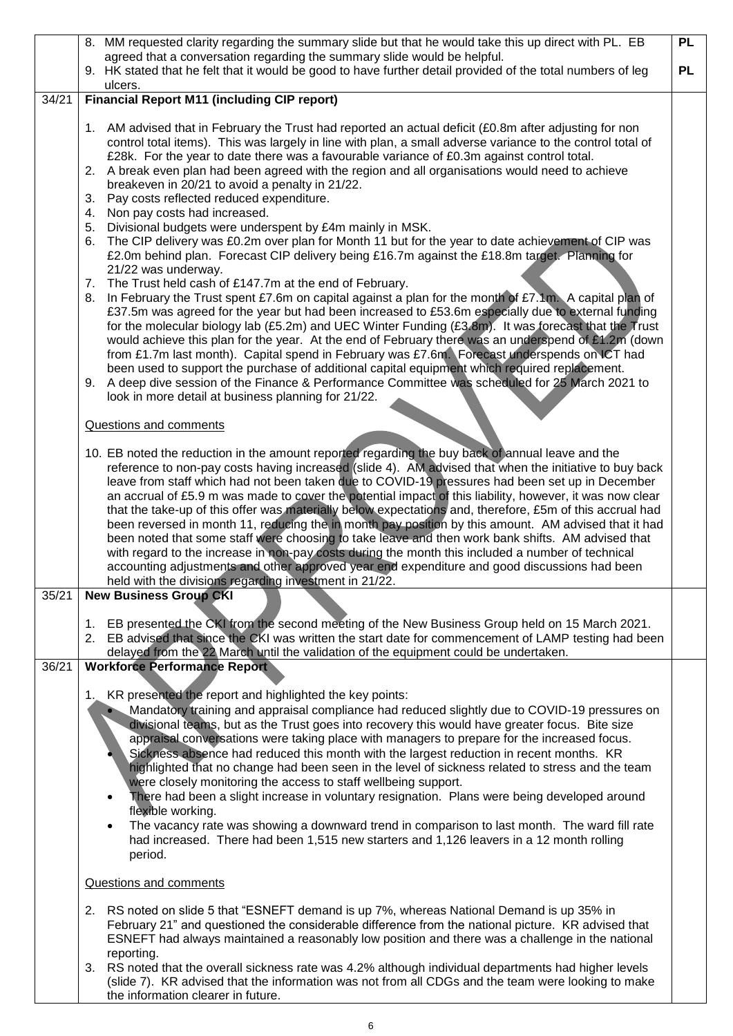| | | |
|---|---|---|
| | 8. MM requested clarity regarding the summary slide but that he would take this up direct with PL. EB agreed that a conversation regarding the summary slide would be helpful. | **PL** |
| | 9. HK stated that he felt that it would be good to have further detail provided of the total numbers of leg ulcers. | **PL** |
| 34/21 | **Financial Report M11 (including CIP report)**<br><br>1. AM advised that in February the Trust had reported an actual deficit (£0.8m after adjusting for non control total items). This was largely in line with plan, a small adverse variance to the control total of £28k. For the year to date there was a favourable variance of £0.3m against control total.<br>2. A break even plan had been agreed with the region and all organisations would need to achieve breakeven in 20/21 to avoid a penalty in 21/22.<br>3. Pay costs reflected reduced expenditure.<br>4. Non pay costs had increased.<br>5. Divisional budgets were underspent by £4m mainly in MSK.<br>6. The CIP delivery was £0.2m over plan for Month 11 but for the year to date achievement of CIP was £2.0m behind plan. Forecast CIP delivery being £16.7m against the £18.8m target. Planning for 21/22 was underway.<br>7. The Trust held cash of £147.7m at the end of February.<br>8. In February the Trust spent £7.6m on capital against a plan for the month of £7.1m. A capital plan of £37.5m was agreed for the year but had been increased to £53.6m especially due to external funding for the molecular biology lab (£5.2m) and UEC Winter Funding (£3.8m). It was forecast that the Trust would achieve this plan for the year. At the end of February there was an underspend of £1.2m (down from £1.7m last month). Capital spend in February was £7.6m. Forecast underspends on ICT had been used to support the purchase of additional capital equipment which required replacement.<br>9. A deep dive session of the Finance & Performance Committee was scheduled for 25 March 2021 to look in more detail at business planning for 21/22.<br><br>Questions and comments<br><br>10. EB noted the reduction in the amount reported regarding the buy back of annual leave and the reference to non-pay costs having increased (slide 4). AM advised that when the initiative to buy back leave from staff which had not been taken due to COVID-19 pressures had been set up in December an accrual of £5.9 m was made to cover the potential impact of this liability, however, it was now clear that the take-up of this offer was materially below expectations and, therefore, £5m of this accrual had been reversed in month 11, reducing the in month pay position by this amount. AM advised that it had been noted that some staff were choosing to take leave and then work bank shifts. AM advised that with regard to the increase in non-pay costs during the month this included a number of technical accounting adjustments and other approved year end expenditure and good discussions had been held with the divisions regarding investment in 21/22. | |
| 35/21 | **New Business Group CKI**<br><br>1. EB presented the CKI from the second meeting of the New Business Group held on 15 March 2021.<br>2. EB advised that since the CKI was written the start date for commencement of LAMP testing had been delayed from the 22 March until the validation of the equipment could be undertaken. | |
| 36/21 | **Workforce Performance Report**<br><br>1. KR presented the report and highlighted the key points:<br>• Mandatory training and appraisal compliance had reduced slightly due to COVID-19 pressures on divisional teams, but as the Trust goes into recovery this would have greater focus. Bite size appraisal conversations were taking place with managers to prepare for the increased focus.<br>• Sickness absence had reduced this month with the largest reduction in recent months. KR highlighted that no change had been seen in the level of sickness related to stress and the team were closely monitoring the access to staff wellbeing support.<br>• There had been a slight increase in voluntary resignation. Plans were being developed around flexible working.<br>• The vacancy rate was showing a downward trend in comparison to last month. The ward fill rate had increased. There had been 1,515 new starters and 1,126 leavers in a 12 month rolling period.<br><br>Questions and comments<br><br>2. RS noted on slide 5 that "ESNEFT demand is up 7%, whereas National Demand is up 35% in February 21" and questioned the considerable difference from the national picture. KR advised that ESNEFT had always maintained a reasonably low position and there was a challenge in the national reporting.<br>3. RS noted that the overall sickness rate was 4.2% although individual departments had higher levels (slide 7). KR advised that the information was not from all CDGs and the team were looking to make the information clearer in future. | |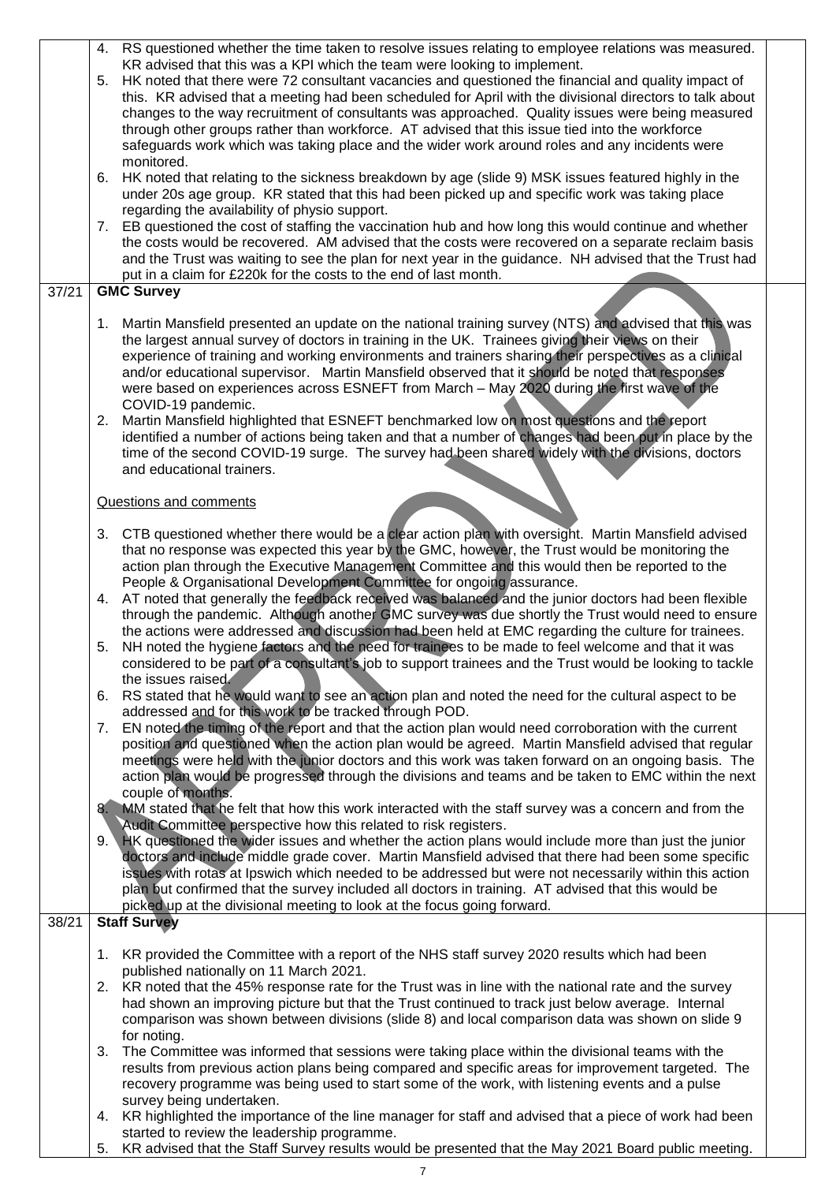| | | |
|---|---|---|
| | 4. RS questioned whether the time taken to resolve issues relating to employee relations was measured. KR advised that this was a KPI which the team were looking to implement.<br>5. HK noted that there were 72 consultant vacancies and questioned the financial and quality impact of this. KR advised that a meeting had been scheduled for April with the divisional directors to talk about changes to the way recruitment of consultants was approached. Quality issues were being measured through other groups rather than workforce. AT advised that this issue tied into the workforce safeguards work which was taking place and the wider work around roles and any incidents were monitored.<br>6. HK noted that relating to the sickness breakdown by age (slide 9) MSK issues featured highly in the under 20s age group. KR stated that this had been picked up and specific work was taking place regarding the availability of physio support.<br>7. EB questioned the cost of staffing the vaccination hub and how long this would continue and whether the costs would be recovered. AM advised that the costs were recovered on a separate reclaim basis and the Trust was waiting to see the plan for next year in the guidance. NH advised that the Trust had put in a claim for £220k for the costs to the end of last month. | |
| 37/21 | **GMC Survey**<br><br>1. Martin Mansfield presented an update on the national training survey (NTS) and advised that this was the largest annual survey of doctors in training in the UK. Trainees giving their views on their experience of training and working environments and trainers sharing their perspectives as a clinical and/or educational supervisor. Martin Mansfield observed that it should be noted that responses were based on experiences across ESNEFT from March – May 2020 during the first wave of the COVID-19 pandemic.<br>2. Martin Mansfield highlighted that ESNEFT benchmarked low on most questions and the report identified a number of actions being taken and that a number of changes had been put in place by the time of the second COVID-19 surge. The survey had been shared widely with the divisions, doctors and educational trainers.<br><br>Questions and comments<br><br>3. CTB questioned whether there would be a clear action plan with oversight. Martin Mansfield advised that no response was expected this year by the GMC, however, the Trust would be monitoring the action plan through the Executive Management Committee and this would then be reported to the People & Organisational Development Committee for ongoing assurance.<br>4. AT noted that generally the feedback received was balanced and the junior doctors had been flexible through the pandemic. Although another GMC survey was due shortly the Trust would need to ensure the actions were addressed and discussion had been held at EMC regarding the culture for trainees.<br>5. NH noted the hygiene factors and the need for trainees to be made to feel welcome and that it was considered to be part of a consultant's job to support trainees and the Trust would be looking to tackle the issues raised.<br>6. RS stated that he would want to see an action plan and noted the need for the cultural aspect to be addressed and for this work to be tracked through POD.<br>7. EN noted the timing of the report and that the action plan would need corroboration with the current position and questioned when the action plan would be agreed. Martin Mansfield advised that regular meetings were held with the junior doctors and this work was taken forward on an ongoing basis. The action plan would be progressed through the divisions and teams and be taken to EMC within the next couple of months.<br>8. MM stated that he felt that how this work interacted with the staff survey was a concern and from the Audit Committee perspective how this related to risk registers.<br>9. HK questioned the wider issues and whether the action plans would include more than just the junior doctors and include middle grade cover. Martin Mansfield advised that there had been some specific issues with rotas at Ipswich which needed to be addressed but were not necessarily within this action plan but confirmed that the survey included all doctors in training. AT advised that this would be picked up at the divisional meeting to look at the focus going forward. | |
| 38/21 | **Staff Survey**<br><br>1. KR provided the Committee with a report of the NHS staff survey 2020 results which had been published nationally on 11 March 2021.<br>2. KR noted that the 45% response rate for the Trust was in line with the national rate and the survey had shown an improving picture but that the Trust continued to track just below average. Internal comparison was shown between divisions (slide 8) and local comparison data was shown on slide 9 for noting.<br>3. The Committee was informed that sessions were taking place within the divisional teams with the results from previous action plans being compared and specific areas for improvement targeted. The recovery programme was being used to start some of the work, with listening events and a pulse survey being undertaken.<br>4. KR highlighted the importance of the line manager for staff and advised that a piece of work had been started to review the leadership programme.<br>5. KR advised that the Staff Survey results would be presented that the May 2021 Board public meeting. | |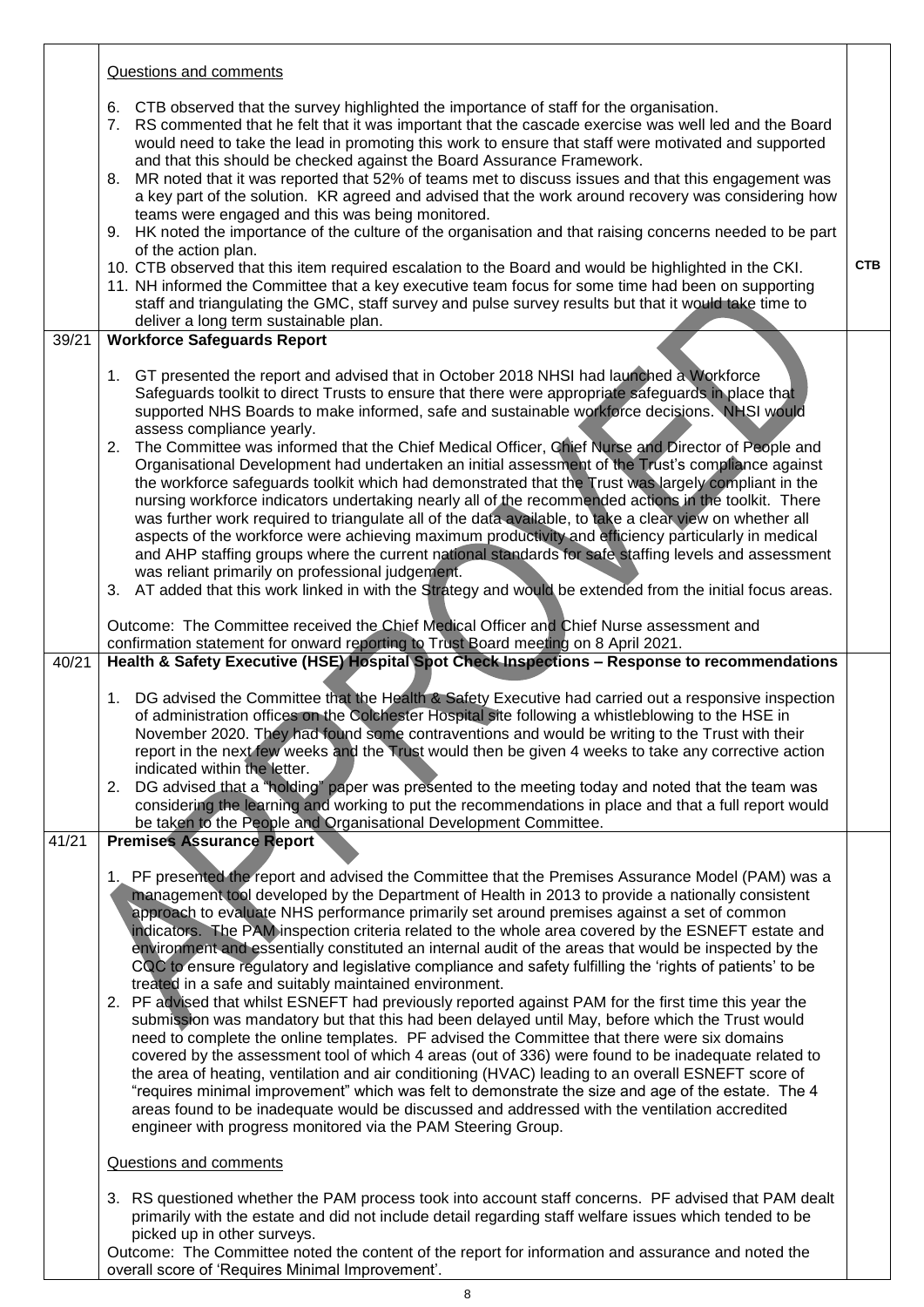| | | |
|---|---|---|
| | Questions and comments<br><br>6. CTB observed that the survey highlighted the importance of staff for the organisation.<br>7. RS commented that he felt that it was important that the cascade exercise was well led and the Board would need to take the lead in promoting this work to ensure that staff were motivated and supported and that this should be checked against the Board Assurance Framework.<br>8. MR noted that it was reported that 52% of teams met to discuss issues and that this engagement was a key part of the solution. KR agreed and advised that the work around recovery was considering how teams were engaged and this was being monitored.<br>9. HK noted the importance of the culture of the organisation and that raising concerns needed to be part of the action plan.<br>10. CTB observed that this item required escalation to the Board and would be highlighted in the CKI.<br>11. NH informed the Committee that a key executive team focus for some time had been on supporting staff and triangulating the GMC, staff survey and pulse survey results but that it would take time to deliver a long term sustainable plan. | CTB |
| 39/21 | **Workforce Safeguards Report**<br><br>1. GT presented the report and advised that in October 2018 NHSI had launched a Workforce Safeguards toolkit to direct Trusts to ensure that there were appropriate safeguards in place that supported NHS Boards to make informed, safe and sustainable workforce decisions. NHSI would assess compliance yearly.<br>2. The Committee was informed that the Chief Medical Officer, Chief Nurse and Director of People and Organisational Development had undertaken an initial assessment of the Trust's compliance against the workforce safeguards toolkit which had demonstrated that the Trust was largely compliant in the nursing workforce indicators undertaking nearly all of the recommended actions in the toolkit. There was further work required to triangulate all of the data available, to take a clear view on whether all aspects of the workforce were achieving maximum productivity and efficiency particularly in medical and AHP staffing groups where the current national standards for safe staffing levels and assessment was reliant primarily on professional judgement.<br>3. AT added that this work linked in with the Strategy and would be extended from the initial focus areas.<br><br>Outcome: The Committee received the Chief Medical Officer and Chief Nurse assessment and confirmation statement for onward reporting to Trust Board meeting on 8 April 2021. | |
| 40/21 | **Health & Safety Executive (HSE) Hospital Spot Check Inspections – Response to recommendations**<br><br>1. DG advised the Committee that the Health & Safety Executive had carried out a responsive inspection of administration offices on the Colchester Hospital site following a whistleblowing to the HSE in November 2020. They had found some contraventions and would be writing to the Trust with their report in the next few weeks and the Trust would then be given 4 weeks to take any corrective action indicated within the letter.<br>2. DG advised that a "holding" paper was presented to the meeting today and noted that the team was considering the learning and working to put the recommendations in place and that a full report would be taken to the People and Organisational Development Committee. | |
| 41/21 | **Premises Assurance Report**<br><br>1. PF presented the report and advised the Committee that the Premises Assurance Model (PAM) was a management tool developed by the Department of Health in 2013 to provide a nationally consistent approach to evaluate NHS performance primarily set around premises against a set of common indicators. The PAM inspection criteria related to the whole area covered by the ESNEFT estate and environment and essentially constituted an internal audit of the areas that would be inspected by the CQC to ensure regulatory and legislative compliance and safety fulfilling the 'rights of patients' to be treated in a safe and suitably maintained environment.<br>2. PF advised that whilst ESNEFT had previously reported against PAM for the first time this year the submission was mandatory but that this had been delayed until May, before which the Trust would need to complete the online templates. PF advised the Committee that there were six domains covered by the assessment tool of which 4 areas (out of 336) were found to be inadequate related to the area of heating, ventilation and air conditioning (HVAC) leading to an overall ESNEFT score of "requires minimal improvement" which was felt to demonstrate the size and age of the estate. The 4 areas found to be inadequate would be discussed and addressed with the ventilation accredited engineer with progress monitored via the PAM Steering Group.<br><br>Questions and comments<br><br>3. RS questioned whether the PAM process took into account staff concerns. PF advised that PAM dealt primarily with the estate and did not include detail regarding staff welfare issues which tended to be picked up in other surveys.<br>Outcome: The Committee noted the content of the report for information and assurance and noted the overall score of 'Requires Minimal Improvement'. | |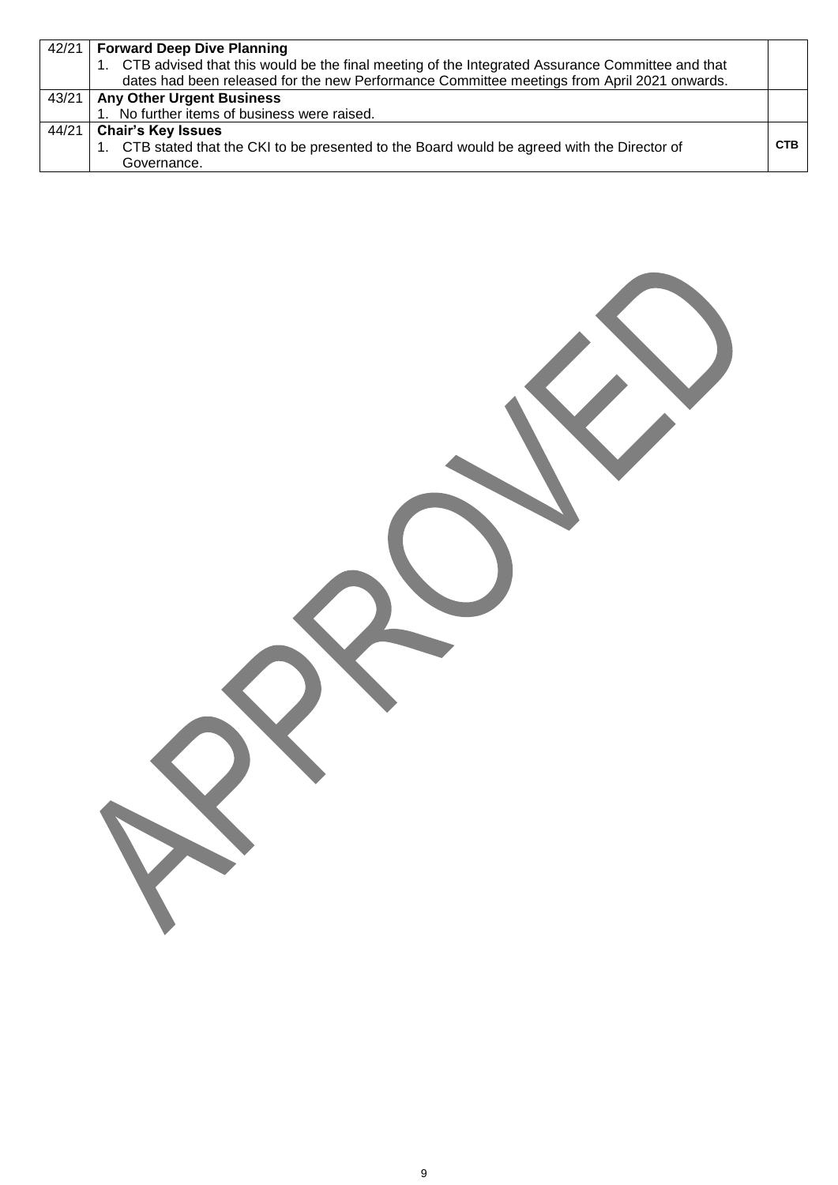| | | |
|---|---|---|
| 42/21 | **Forward Deep Dive Planning**<br>1. CTB advised that this would be the final meeting of the Integrated Assurance Committee and that dates had been released for the new Performance Committee meetings from April 2021 onwards. | |
| 43/21 | **Any Other Urgent Business**<br>1. No further items of business were raised. | |
| 44/21 | **Chair's Key Issues**<br>1. CTB stated that the CKI to be presented to the Board would be agreed with the Director of Governance. | **CTB** |

APPROVED